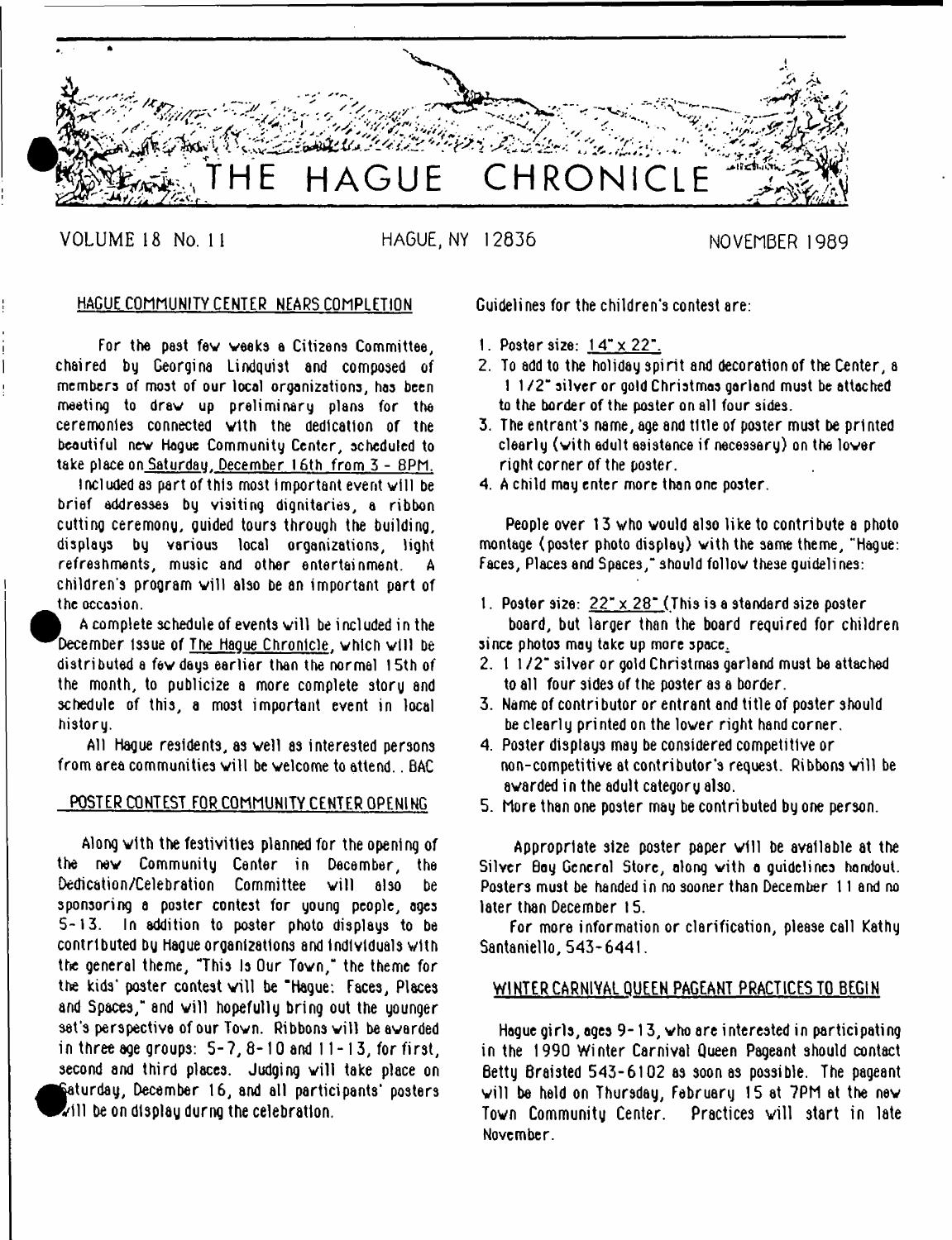# THE HAGUE CHRONICLE

VOLUME 18 No. 11 HAGUE, NY 12836 NOVEMBER 1989

## HAGUE COMMUNITY CENTER NEARS COMPLETION

For the past few weeks a Citizens Committee, chaired by Georgina Lindquist and composed of members of most of our local organizations, has been meeting to draw up preliminary plans for the ceremonies connected with the dedication of the beautiful new Hague Community Center, scheduled to take place on Saturday, December 16th from 3 - 8PM.

Included as part of this most important event will be brief addresses by visiting dignitaries, a ribbon cutting ceremony, guided tours through the building, displays by various local organizations, light refreshments, music and other entertainment. A children's program will also be an important part of the occasion.

A complete schedule of events will be included in the December issue of *The Hague Chronicle*, which will be distributed a few days earlier than the normal 15th of the month, to publicize a more complete story and schedule of this, a most important event in local history.

All Hague residents, as well as interested persons from area communities will be welcome to attend. . BAC

## POSTER CONTEST FOR COMMUNITY CENTER OPENING

Along with the festivities planned for the opening of the new Community Center in December, the Dedication/Celebration Committee will also be sponsoring a poster contest for young people, ages 5-13. In addition to poster photo displays to be contributed by Hague organizations and individuals with the general theme, "This Is Our Town," the theme for the kids' poster contest will be "Hague: Faces, Places and Spaces," and will hopefully bring out the younger set's perspective of our Town. Ribbons will be awarded in three age groups: 5-7, 8-10 and 11-13, for first, second and third places. Judging will take place on Saturday, December 16, and all participants' posters will be on display durng the celebration.

Guidelines for the children's contest are:

1. Poster size: 14" x 22".
2. To add to the holiday spirit and decoration of the Center, a 1 1/2" silver or gold Christmas garland must be attached to the border of the poster on all four sides.
3. The entrant's name, age and title of poster must be printed clearly (with adult assistance if necessary) on the lower right corner of the poster.
4. A child may enter more than one poster.

People over 13 who would also like to contribute a photo montage (poster photo display) with the same theme, "Hague: Faces, Places and Spaces," should follow these guidelines:

1. Poster size: 22" x 28" (This is a standard size poster board, but larger than the board required for children since photos may take up more space.
2. 1 1/2" silver or gold Christmas garland must be attached to all four sides of the poster as a border.
3. Name of contributor or entrant and title of poster should be clearly printed on the lower right hand corner.
4. Poster displays may be considered competitive or non-competitive at contributor's request. Ribbons will be awarded in the adult category also.
5. More than one poster may be contributed by one person.

Appropriate size poster paper will be available at the Silver Bay General Store, along with a guidelines handout. Posters must be handed in no sooner than December 11 and no later than December 15.

For more information or clarification, please call Kathy Santaniello, 543-6441.

## WINTER CARNIVAL QUEEN PAGEANT PRACTICES TO BEGIN

Hague girls, ages 9-13, who are interested in participating in the 1990 Winter Carnival Queen Pageant should contact Betty Braisted 543-6102 as soon as possible. The pageant will be held on Thursday, February 15 at 7PM at the new Town Community Center. Practices will start in late November.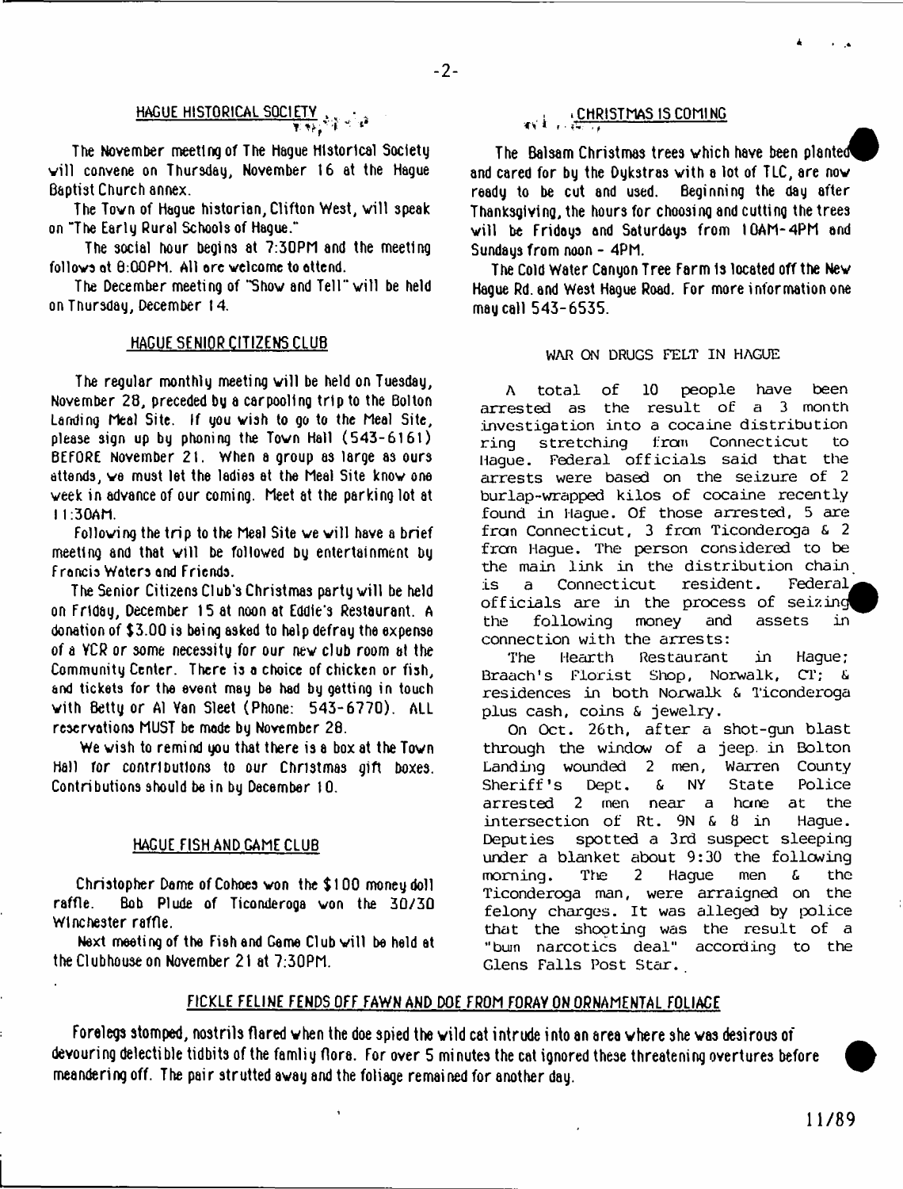## HAGUE HISTORICAL SOCIETY

The November meeting of The Hague Historical Society will convene on Thursday, November 16 at the Hague Baptist Church annex.

The Town of Hague historian, Clifton West, will speak on "The Early Rural Schools of Hague."

The social hour begins at 7:30PM and the meeting follows at 8:00PM. All are welcome to attend.

The December meeting of "Show and Tell" will be held on Thursday, December 14.

## HAGUE SENIOR CITIZENS CLUB

The regular monthly meeting will be held on Tuesday, November 28, preceded by a carpooling trip to the Bolton Landing Meal Site. If you wish to go to the Meal Site, please sign up by phoning the Town Hall (543-6161) BEFORE November 21. When a group as large as ours attends, we must let the ladies at the Meal Site know one week in advance of our coming. Meet at the parking lot at 11:30AM.

Following the trip to the Meal Site we will have a brief meeting and that will be followed by entertainment by Francis Waters and Friends.

The Senior Citizens Club's Christmas party will be held on Friday, December 15 at noon at Eddie's Restaurant. A donation of $3.00 is being asked to help defray the expense of a VCR or some necessity for our new club room at the Community Center. There is a choice of chicken or fish, and tickets for the event may be had by getting in touch with Betty or Al Van Sleet (Phone: 543-6770). ALL reservations MUST be made by November 28.

We wish to remind you that there is a box at the Town Hall for contributions to our Christmas gift boxes. Contributions should be in by December 10.

## HAGUE FISH AND GAME CLUB

Christopher Dame of Cohoes won the $100 money doll raffle. Bob Plude of Ticonderoga won the 30/30 Winchester raffle.

Next meeting of the Fish and Game Club will be held at the Clubhouse on November 21 at 7:30PM.

## CHRISTMAS IS COMING

The Balsam Christmas trees which have been planted and cared for by the Dykstras with a lot of TLC, are now ready to be cut and used. Beginning the day after Thanksgiving, the hours for choosing and cutting the trees will be Fridays and Saturdays from 10AM-4PM and Sundays from noon - 4PM.

The Cold Water Canyon Tree Farm is located off the New Hague Rd. and West Hague Road. For more information one may call 543-6535.

## WAR ON DRUGS FELT IN HAGUE

A total of 10 people have been arrested as the result of a 3 month investigation into a cocaine distribution ring stretching from Connecticut to Hague. Federal officials said that the arrests were based on the seizure of 2 burlap-wrapped kilos of cocaine recently found in Hague. Of those arrested, 5 are from Connecticut, 3 from Ticonderoga & 2 from Hague. The person considered to be the main link in the distribution chain is a Connecticut resident. Federal officials are in the process of seizing the following money and assets in connection with the arrests:

The Hearth Restaurant in Hague; Braach's Florist Shop, Norwalk, CT; & residences in both Norwalk & Ticonderoga plus cash, coins & jewelry.

On Oct. 26th, after a shot-gun blast through the window of a jeep in Bolton Landing wounded 2 men, Warren County Sheriff's Dept. & NY State Police arrested 2 men near a home at the intersection of Rt. 9N & 8 in Hague. Deputies spotted a 3rd suspect sleeping under a blanket about 9:30 the following morning. The 2 Hague men & the Ticonderoga man, were arraigned on the felony charges. It was alleged by police that the shooting was the result of a "bum narcotics deal" according to the Glens Falls Post Star.

## FICKLE FELINE FENDS OFF FAWN AND DOE FROM FORAY ON ORNAMENTAL FOLIAGE

Forelegs stomped, nostrils flared when the doe spied the wild cat intrude into an area where she was desirous of devouring delectible tidbits of the family flora. For over 5 minutes the cat ignored these threatening overtures before meandering off. The pair strutted away and the foliage remained for another day.

11/89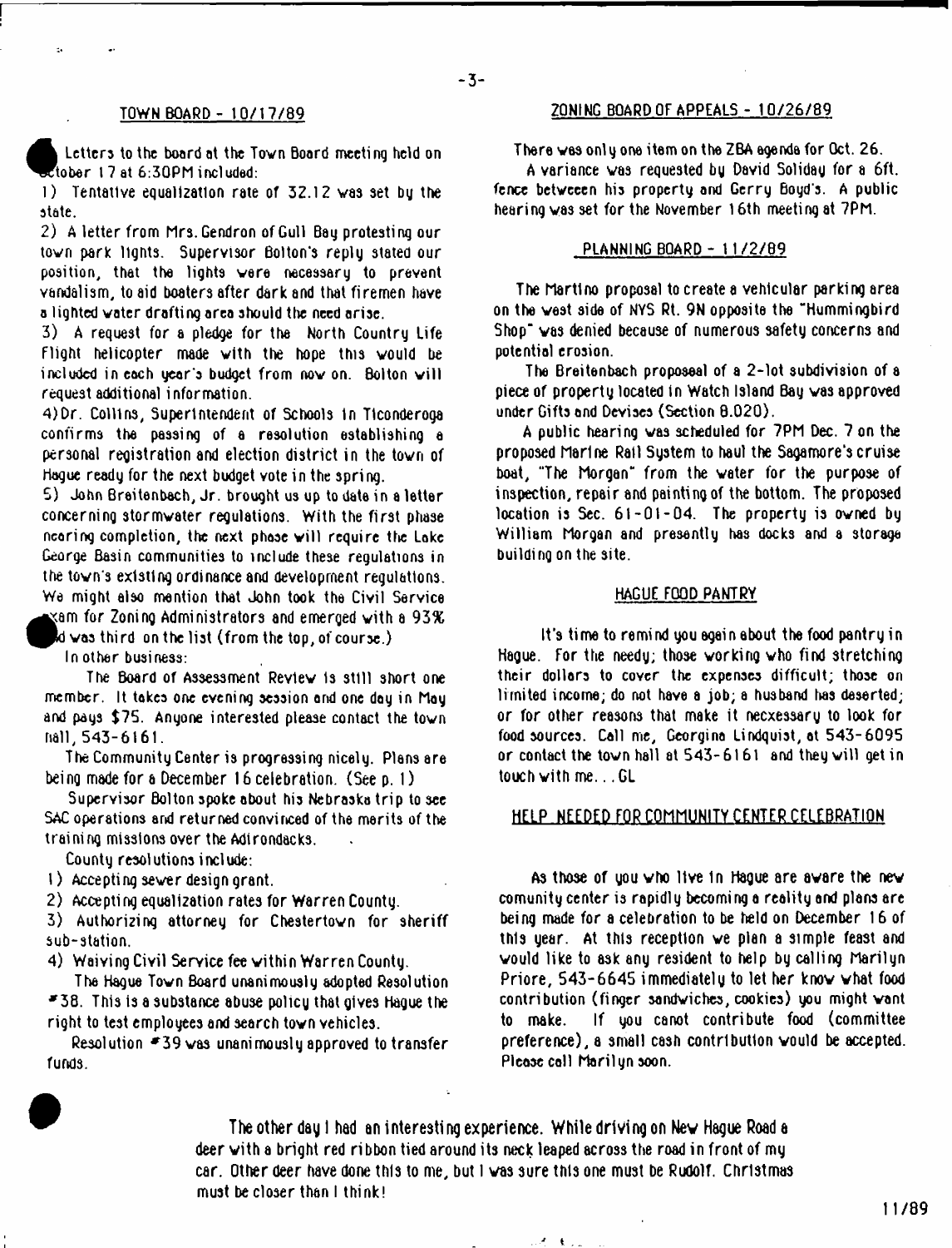## TOWN BOARD - 10/17/89

Letters to the board at the Town Board meeting held on October 17 at 6:30PM included:

1) Tentative equalization rate of 32.12 was set by the state.

2) A letter from Mrs. Gendron of Gull Bay protesting our town park lights. Supervisor Bolton's reply stated our position, that the lights were necessary to prevent vandalism, to aid boaters after dark and that firemen have a lighted water drafting area should the need arise.

3) A request for a pledge for the North Country Life Flight helicopter made with the hope this would be included in each year's budget from now on. Bolton will request additional information.

4) Dr. Collins, Superintendent of Schools in Ticonderoga confirms the passing of a resolution establishing a personal registration and election district in the town of Hague ready for the next budget vote in the spring.

5) John Breitenbach, Jr. brought us up to date in a letter concerning stormwater regulations. With the first phase nearing completion, the next phase will require the Lake George Basin communities to include these regulations in the town's existing ordinance and development regulations. We might also mention that John took the Civil Service exam for Zoning Administrators and emerged with a 93% and was third on the list (from the top, of course.)

In other business:

The Board of Assessment Review is still short one member. It takes one evening session and one day in May and pays $75. Anyone interested please contact the town hall, 543-6161.

The Community Center is progressing nicely. Plans are being made for a December 16 celebration. (See p. 1)

Supervisor Bolton spoke about his Nebraska trip to see SAC operations and returned convinced of the merits of the training missions over the Adirondacks.

County resolutions include:

1) Accepting sewer design grant.
2) Accepting equalization rates for Warren County.
3) Authorizing attorney for Chestertown for sheriff sub-station.
4) Waiving Civil Service fee within Warren County.

The Hague Town Board unanimously adopted Resolution #38. This is a substance abuse policy that gives Hague the right to test employees and search town vehicles.

Resolution #39 was unanimously approved to transfer funds.

## ZONING BOARD OF APPEALS - 10/26/89

There was only one item on the ZBA agenda for Oct. 26.

A variance was requested by David Soliday for a 6ft. fence betweeen his property and Gerry Boyd's. A public hearing was set for the November 16th meeting at 7PM.

## PLANNING BOARD - 11/2/89

The Martino proposal to create a vehicular parking area on the west side of NYS Rt. 9N opposite the "Hummingbird Shop" was denied because of numerous safety concerns and potential erosion.

The Breitenbach proposeal of a 2-lot subdivision of a piece of property located in Watch Island Bay was approved under Gifts and Devises (Section 8.020).

A public hearing was scheduled for 7PM Dec. 7 on the proposed Marine Rail System to haul the Sagamore's cruise boat, "The Morgan" from the water for the purpose of inspection, repair and painting of the bottom. The proposed location is Sec. 61-01-04. The property is owned by William Morgan and presently has docks and a storage building on the site.

## HAGUE FOOD PANTRY

It's time to remind you again about the food pantry in Hague. For the needy; those working who find stretching their dollars to cover the expenses difficult; those on limited income; do not have a job; a husband has deserted; or for other reasons that make it necxessary to look for food sources. Call me, Georgina Lindquist, at 543-6095 or contact the town hall at 543-6161 and they will get in touch with me...GL

## HELP NEEDED FOR COMMUNITY CENTER CELEBRATION

As those of you who live in Hague are aware the new comunity center is rapidly becoming a reality and plans are being made for a celebration to be held on December 16 of this year. At this reception we plan a simple feast and would like to ask any resident to help by calling Marilyn Priore, 543-6645 immediately to let her know what food contribution (finger sandwiches, cookies) you might want to make. If you canot contribute food (committee preference), a small cash contribution would be accepted. Please call Marilyn soon.

The other day I had an interesting experience. While driving on New Hague Road a deer with a bright red ribbon tied around its neck leaped across the road in front of my car. Other deer have done this to me, but I was sure this one must be Rudolf. Christmas must be closer than I think!

11/89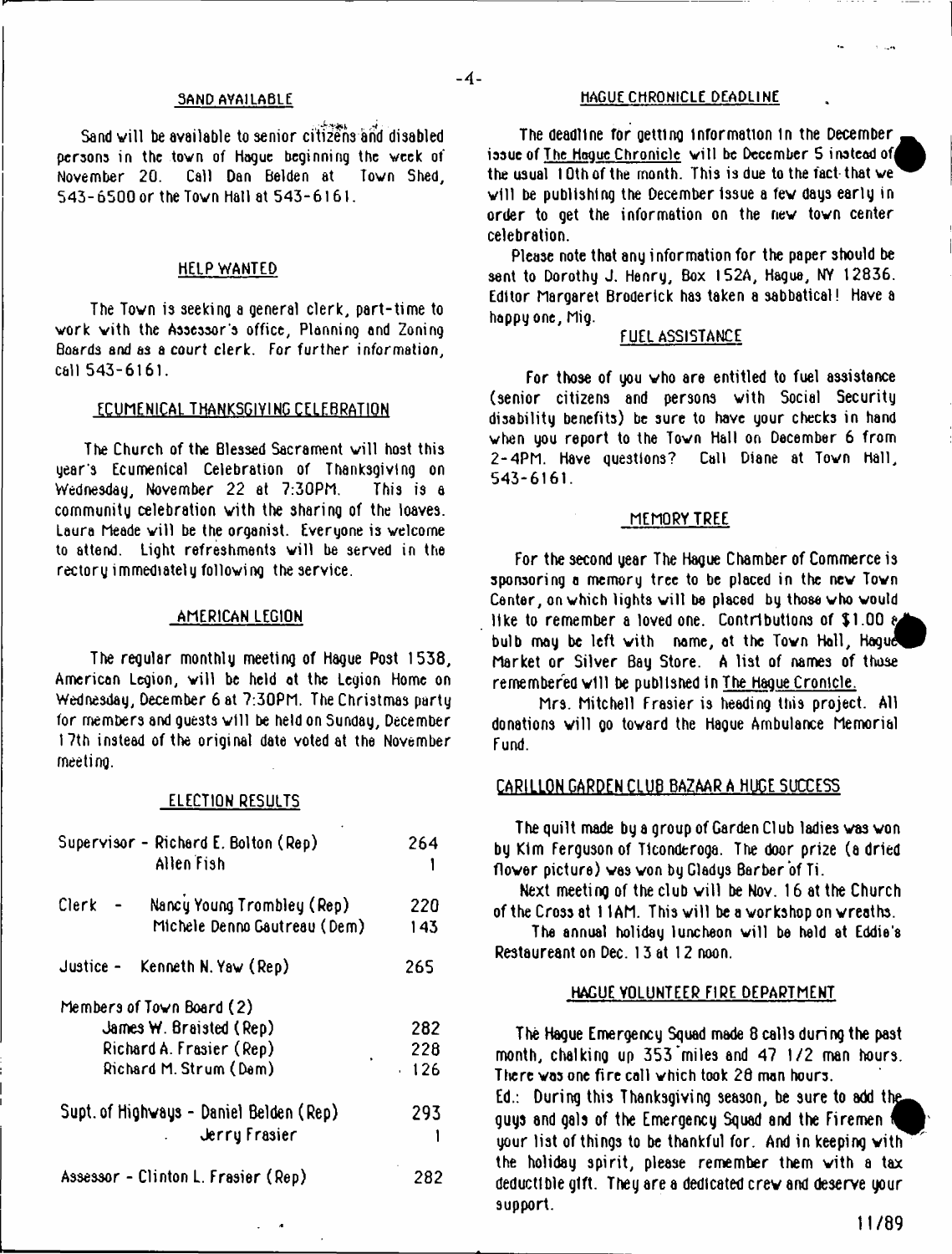## SAND AVAILABLE

Sand will be available to senior citizens and disabled persons in the town of Hague beginning the week of November 20. Call Dan Belden at Town Shed, 543-6500 or the Town Hall at 543-6161.

## HELP WANTED

The Town is seeking a general clerk, part-time to work with the Assessor's office, Planning and Zoning Boards and as a court clerk. For further information, call 543-6161.

## ECUMENICAL THANKSGIVING CELEBRATION

The Church of the Blessed Sacrament will host this year's Ecumenical Celebration of Thanksgiving on Wednesday, November 22 at 7:30PM. This is a community celebration with the sharing of the loaves. Laura Meade will be the organist. Everyone is welcome to attend. Light refreshments will be served in the rectory immediately following the service.

## AMERICAN LEGION

The regular monthly meeting of Hague Post 1538, American Legion, will be held at the Legion Home on Wednesday, December 6 at 7:30PM. The Christmas party for members and guests will be held on Sunday, December 17th instead of the original date voted at the November meeting.

## ELECTION RESULTS

| | | |
|---|---|---|
| Supervisor - | Richard E. Bolton (Rep) | 264 |
| | Allen Fish | 1 |
| Clerk - | Nancy Young Trombley (Rep) | 220 |
| | Michele Denno Gautreau (Dem) | 143 |
| Justice - | Kenneth N. Yaw (Rep) | 265 |
| Members of Town Board (2) | | |
| | James W. Braisted (Rep) | 282 |
| | Richard A. Frasier (Rep) | 228 |
| | Richard M. Strum (Dem) | 126 |
| Supt. of Highways - | Daniel Belden (Rep) | 293 |
| | Jerry Frasier | 1 |
| Assessor - | Clinton L. Frasier (Rep) | 282 |

## HAGUE CHRONICLE DEADLINE

The deadline for getting information in the December issue of The Hague Chronicle will be December 5 instead of the usual 10th of the month. This is due to the fact that we will be publishing the December issue a few days early in order to get the information on the new town center celebration.

Please note that any information for the paper should be sent to Dorothy J. Henry, Box 152A, Hague, NY 12836. Editor Margaret Broderick has taken a sabbatical! Have a happy one, Mig.

## FUEL ASSISTANCE

For those of you who are entitled to fuel assistance (senior citizens and persons with Social Security disability benefits) be sure to have your checks in hand when you report to the Town Hall on December 6 from 2-4PM. Have questions? Call Diane at Town Hall, 543-6161.

## MEMORY TREE

For the second year The Hague Chamber of Commerce is sponsoring a memory tree to be placed in the new Town Center, on which lights will be placed by those who would like to remember a loved one. Contributions of $1.00 a bulb may be left with name, at the Town Hall, Hague Market or Silver Bay Store. A list of names of those remembered will be published in The Hague Cronicle.

Mrs. Mitchell Frasier is heading this project. All donations will go toward the Hague Ambulance Memorial Fund.

## CARILLON GARDEN CLUB BAZAAR A HUGE SUCCESS

The quilt made by a group of Garden Club ladies was won by Kim Ferguson of Ticonderoga. The door prize (a dried flower picture) was won by Gladys Barber of Ti.

Next meeting of the club will be Nov. 16 at the Church of the Cross at 11AM. This will be a workshop on wreaths.

The annual holiday luncheon will be held at Eddie's Restaureant on Dec. 13 at 12 noon.

## HAGUE VOLUNTEER FIRE DEPARTMENT

The Hague Emergency Squad made 8 calls during the past month, chalking up 353 miles and 47 1/2 man hours. There was one fire call which took 28 man hours.

Ed.: During this Thanksgiving season, be sure to add the guys and gals of the Emergency Squad and the Firemen to your list of things to be thankful for. And in keeping with the holiday spirit, please remember them with a tax deductible gift. They are a dedicated crew and deserve your support.

11/89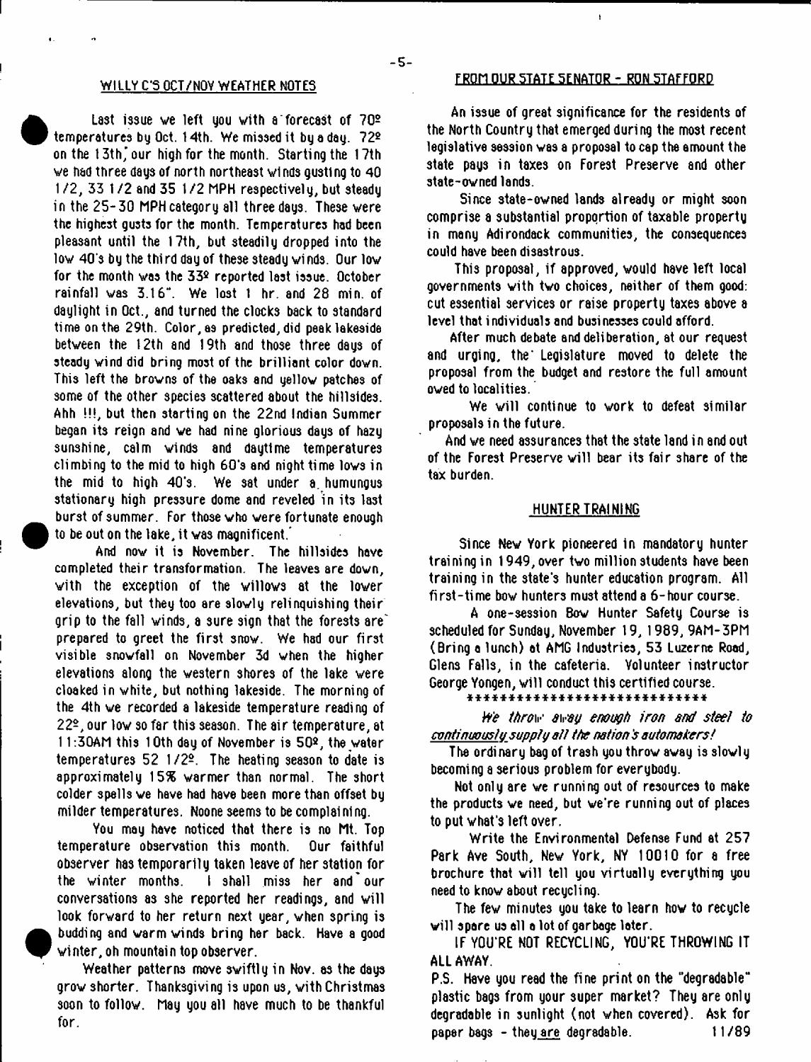## WILLY C'S OCT/NOV WEATHER NOTES

Last issue we left you with a forecast of 70º temperatures by Oct. 14th. We missed it by a day. 72º on the 13th, our high for the month. Starting the 17th we had three days of north northeast winds gusting to 40 1/2, 33 1/2 and 35 1/2 MPH respectively, but steady in the 25-30 MPH category all three days. These were the highest gusts for the month. Temperatures had been pleasant until the 17th, but steadily dropped into the low 40's by the third day of these steady winds. Our low for the month was the 33º reported last issue. October rainfall was 3.16". We lost 1 hr. and 28 min. of daylight in Oct., and turned the clocks back to standard time on the 29th. Color, as predicted, did peak lakeside between the 12th and 19th and those three days of steady wind did bring most of the brilliant color down. This left the browns of the oaks and yellow patches of some of the other species scattered about the hillsides. Ahh !!!, but then starting on the 22nd Indian Summer began its reign and we had nine glorious days of hazy sunshine, calm winds and daytime temperatures climbing to the mid to high 60's and night time lows in the mid to high 40's. We sat under a humungous stationary high pressure dome and reveled in its last burst of summer. For those who were fortunate enough to be out on the lake, it was magnificent.

And now it is November. The hillsides have completed their transformation. The leaves are down, with the exception of the willows at the lower elevations, but they too are slowly relinquishing their grip to the fall winds, a sure sign that the forests are prepared to greet the first snow. We had our first visible snowfall on November 3d when the higher elevations along the western shores of the lake were cloaked in white, but nothing lakeside. The morning of the 4th we recorded a lakeside temperature reading of 22º, our low so far this season. The air temperature, at 11:30AM this 10th day of November is 50º, the water temperatures 52 1/2º. The heating season to date is approximately 15% warmer than normal. The short colder spells we have had have been more than offset by milder temperatures. Noone seems to be complaining.

You may have noticed that there is no Mt. Top temperature observation this month. Our faithful observer has temporarily taken leave of her station for the winter months. I shall miss her and our conversations as she reported her readings, and will look forward to her return next year, when spring is budding and warm winds bring her back. Have a good winter, oh mountain top observer.

Weather patterns move swiftly in Nov. as the days grow shorter. Thanksgiving is upon us, with Christmas soon to follow. May you all have much to be thankful for.

## FROM OUR STATE SENATOR - RON STAFFORD

An issue of great significance for the residents of the North Country that emerged during the most recent legislative session was a proposal to cap the amount the state pays in taxes on Forest Preserve and other state-owned lands.

Since state-owned lands already or might soon comprise a substantial proportion of taxable property in many Adirondack communities, the consequences could have been disastrous.

This proposal, if approved, would have left local governments with two choices, neither of them good: cut essential services or raise property taxes above a level that individuals and businesses could afford.

After much debate and deliberation, at our request and urging, the Legislature moved to delete the proposal from the budget and restore the full amount owed to localities.

We will continue to work to defeat similar proposals in the future.

And we need assurances that the state land in and out of the Forest Preserve will bear its fair share of the tax burden.

## HUNTER TRAINING

Since New York pioneered in mandatory hunter training in 1949, over two million students have been training in the state's hunter education program. All first-time bow hunters must attend a 6-hour course.

A one-session Bow Hunter Safety Course is scheduled for Sunday, November 19, 1989, 9AM-3PM (Bring a lunch) at AMG Industries, 53 Luzerne Road, Glens Falls, in the cafeteria. Volunteer instructor George Yongen, will conduct this certified course.

****************************

*We throw away enough iron and steel to continuously supply all the nation's automakers!*

The ordinary bag of trash you throw away is slowly becoming a serious problem for everybody.

Not only are we running out of resources to make the products we need, but we're running out of places to put what's left over.

Write the Environmental Defense Fund at 257 Park Ave South, New York, NY 10010 for a free brochure that will tell you virtually everything you need to know about recycling.

The few minutes you take to learn how to recycle will spare us all a lot of garbage later.

IF YOU'RE NOT RECYCLING, YOU'RE THROWING IT ALL AWAY.

P.S. Have you read the fine print on the "degradable" plastic bags from your super market? They are only degradable in sunlight (not when covered). Ask for paper bags - they are degradable. 11/89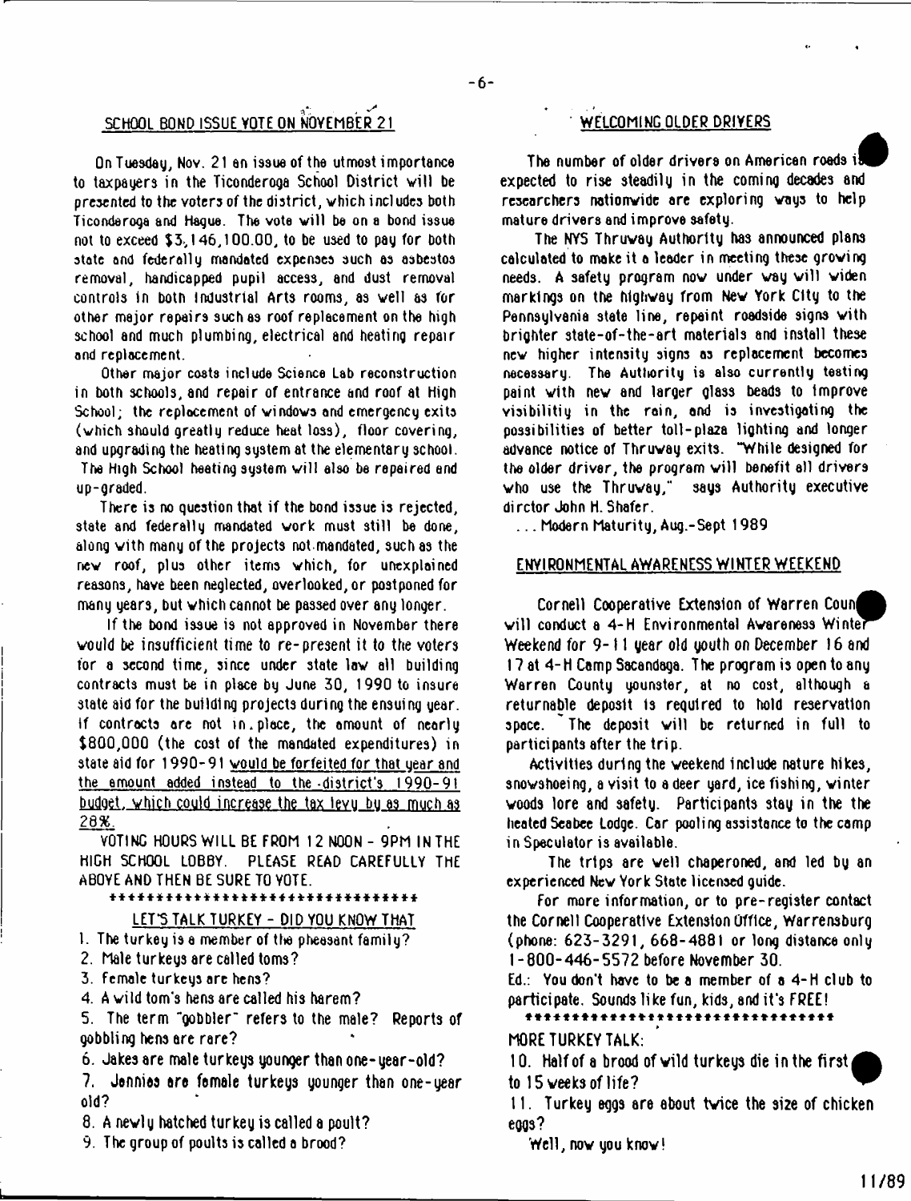## SCHOOL BOND ISSUE VOTE ON NOVEMBER 21

On Tuesday, Nov. 21 an issue of the utmost importance to taxpayers in the Ticonderoga School District will be presented to the voters of the district, which includes both Ticonderoga and Hague. The vote will be on a bond issue not to exceed $3,146,100.00, to be used to pay for both state and federally mandated expenses such as asbestos removal, handicapped pupil access, and dust removal controls in both Industrial Arts rooms, as well as for other major repairs such as roof replacement on the high school and much plumbing, electrical and heating repair and replacement.

Other major costs include Science Lab reconstruction in both schools, and repair of entrance and roof at High School; the replacement of windows and emergency exits (which should greatly reduce heat loss), floor covering, and upgrading the heating system at the elementary school. The High School heating system will also be repaired and up-graded.

There is no question that if the bond issue is rejected, state and federally mandated work must still be done, along with many of the projects not mandated, such as the new roof, plus other items which, for unexplained reasons, have been neglected, overlooked, or postponed for many years, but which cannot be passed over any longer.

If the bond issue is not approved in November there would be insufficient time to re-present it to the voters for a second time, since under state law all building contracts must be in place by June 30, 1990 to insure state aid for the building projects during the ensuing year. If contracts are not in place, the amount of nearly $800,000 (the cost of the mandated expenditures) in state aid for 1990-91 would be forfeited for that year and the amount added instead to the district's 1990-91 budget, which could increase the tax levy by as much as 28%.

VOTING HOURS WILL BE FROM 12 NOON - 9PM IN THE HIGH SCHOOL LOBBY. PLEASE READ CAREFULLY THE ABOVE AND THEN BE SURE TO VOTE.

*********************************

## LET'S TALK TURKEY - DID YOU KNOW THAT

1. The turkey is a member of the pheasant family?
2. Male turkeys are called toms?
3. Female turkeys are hens?
4. A wild tom's hens are called his harem?
5. The term "gobbler" refers to the male? Reports of gobbling hens are rare?
6. Jakes are male turkeys younger than one-year-old?
7. Jennies are female turkeys younger than one-year old?
8. A newly hatched turkey is called a poult?
9. The group of poults is called a brood?

## WELCOMING OLDER DRIVERS

The number of older drivers on American roads is expected to rise steadily in the coming decades and researchers nationwide are exploring ways to help mature drivers and improve safety.

The NYS Thruway Authority has announced plans calculated to make it a leader in meeting these growing needs. A safety program now under way will widen markings on the highway from New York City to the Pennsylvania state line, repaint roadside signs with brighter state-of-the-art materials and install these new higher intensity signs as replacement becomes necessary. The Authority is also currently testing paint with new and larger glass beads to improve visibility in the rain, and is investigating the possibilities of better toll-plaza lighting and longer advance notice of Thruway exits. "While designed for the older driver, the program will benefit all drivers who use the Thruway," says Authority executive dirctor John H. Shafer.

...Modern Maturity, Aug.-Sept 1989

## ENVIRONMENTAL AWARENESS WINTER WEEKEND

Cornell Cooperative Extension of Warren County will conduct a 4-H Environmental Awareness Winter Weekend for 9-11 year old youth on December 16 and 17 at 4-H Camp Sacandaga. The program is open to any Warren County youngster, at no cost, although a returnable deposit is required to hold reservation space. The deposit will be returned in full to participants after the trip.

Activities during the weekend include nature hikes, snowshoeing, a visit to a deer yard, ice fishing, winter woods lore and safety. Participants stay in the the heated Seabee Lodge. Car pooling assistance to the camp in Speculator is available.

The trips are well chaperoned, and led by an experienced New York State licensed guide.

For more information, or to pre-register contact the Cornell Cooperative Extension Office, Warrensburg (phone: 623-3291, 668-4881 or long distance only 1-800-446-5572 before November 30.

Ed.: You don't have to be a member of a 4-H club to participate. Sounds like fun, kids, and it's FREE!

*********************************

MORE TURKEY TALK:

10. Half of a brood of wild turkeys die in the first to 15 weeks of life?

11. Turkey eggs are about twice the size of chicken eggs?

Well, now you know!

11/89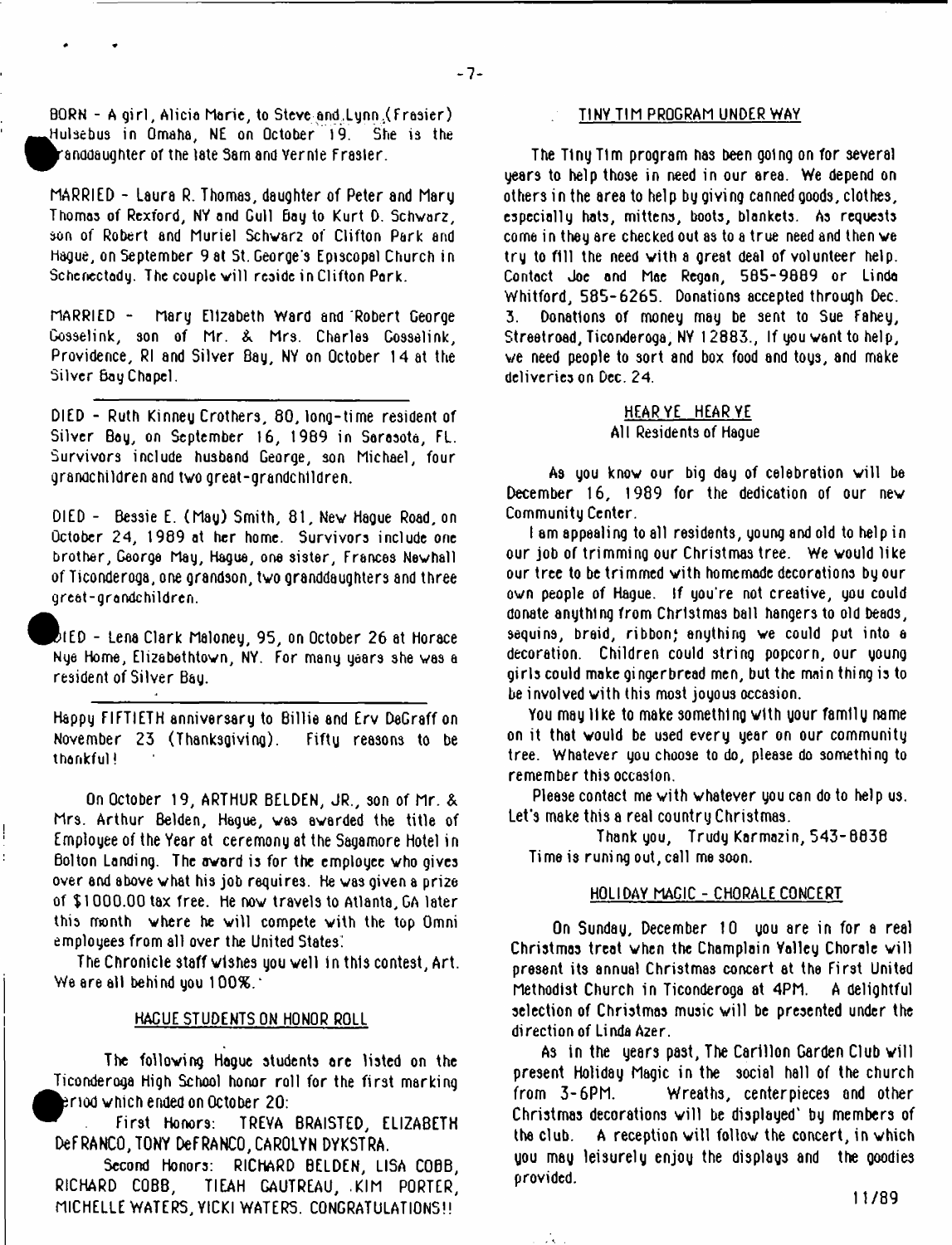BORN - A girl, Alicia Marie, to Steve and Lynn (Frasier) Hulsebus in Omaha, NE on October 19. She is the granddaughter of the late Sam and Vernie Frasier.

MARRIED - Laura R. Thomas, daughter of Peter and Mary Thomas of Rexford, NY and Gull Bay to Kurt D. Schwarz, son of Robert and Muriel Schwarz of Clifton Park and Hague, on September 9 at St. George's Episcopal Church in Schenectady. The couple will reside in Clifton Park.

MARRIED - Mary Elizabeth Ward and Robert George Gosselink, son of Mr. & Mrs. Charles Gosselink, Providence, RI and Silver Bay, NY on October 14 at the Silver Bay Chapel.

---

DIED - Ruth Kinney Crothers, 80, long-time resident of Silver Bay, on September 16, 1989 in Sarasota, FL. Survivors include husband George, son Michael, four grandchildren and two great-grandchildren.

DIED - Bessie E. (May) Smith, 81, New Hague Road, on October 24, 1989 at her home. Survivors include one brother, George May, Hague, one sister, Frances Newhall of Ticonderoga, one grandson, two granddaughters and three great-grandchildren.

DIED - Lena Clark Maloney, 95, on October 26 at Horace Nye Home, Elizabethtown, NY. For many years she was a resident of Silver Bay.

---

Happy FIFTIETH anniversary to Billie and Erv DeGraff on November 23 (Thanksgiving). Fifty reasons to be thankful!

On October 19, ARTHUR BELDEN, JR., son of Mr. & Mrs. Arthur Belden, Hague, was awarded the title of Employee of the Year at ceremony at the Sagamore Hotel in Bolton Landing. The award is for the employee who gives over and above what his job requires. He was given a prize of $1000.00 tax free. He now travels to Atlanta, GA later this month where he will compete with the top Omni employees from all over the United States.

The Chronicle staff wishes you well in this contest, Art. We are all behind you 100%.

## HAGUE STUDENTS ON HONOR ROLL

The following Hague students are listed on the Ticonderoga High School honor roll for the first marking period which ended on October 20:

First Honors: TREVA BRAISTED, ELIZABETH DeFRANCO, TONY DeFRANCO, CAROLYN DYKSTRA.

Second Honors: RICHARD BELDEN, LISA COBB, RICHARD COBB, TIEAH GAUTREAU, KIM PORTER, MICHELLE WATERS, VICKI WATERS. CONGRATULATIONS!!

## TINY TIM PROGRAM UNDER WAY

The Tiny Tim program has been going on for several years to help those in need in our area. We depend on others in the area to help by giving canned goods, clothes, especially hats, mittens, boots, blankets. As requests come in they are checked out as to a true need and then we try to fill the need with a great deal of volunteer help. Contact Joe and Mae Regan, 585-9889 or Linda Whitford, 585-6265. Donations accepted through Dec. 3. Donations of money may be sent to Sue Fahey, Streetroad, Ticonderoga, NY 12883., If you want to help, we need people to sort and box food and toys, and make deliveries on Dec. 24.

## HEAR YE HEAR YE
All Residents of Hague

As you know our big day of celebration will be December 16, 1989 for the dedication of our new Community Center.

I am appealing to all residents, young and old to help in our job of trimming our Christmas tree. We would like our tree to be trimmed with homemade decorations by our own people of Hague. If you're not creative, you could donate anything from Christmas ball hangers to old beads, sequins, braid, ribbon; anything we could put into a decoration. Children could string popcorn, our young girls could make gingerbread men, but the main thing is to be involved with this most joyous occasion.

You may like to make something with your family name on it that would be used every year on our community tree. Whatever you choose to do, please do something to remember this occasion.

Please contact me with whatever you can do to help us. Let's make this a real country Christmas.

Thank you, Trudy Karmazin, 543-8838
Time is runing out, call me soon.

## HOLIDAY MAGIC - CHORALE CONCERT

On Sunday, December 10 you are in for a real Christmas treat when the Champlain Valley Chorale will present its annual Christmas concert at the First United Methodist Church in Ticonderoga at 4PM. A delightful selection of Christmas music will be presented under the direction of Linda Azer.

As in the years past, The Carillon Garden Club will present Holiday Magic in the social hall of the church from 3-6PM. Wreaths, centerpieces and other Christmas decorations will be displayed by members of the club. A reception will follow the concert, in which you may leisurely enjoy the displays and the goodies provided.

11/89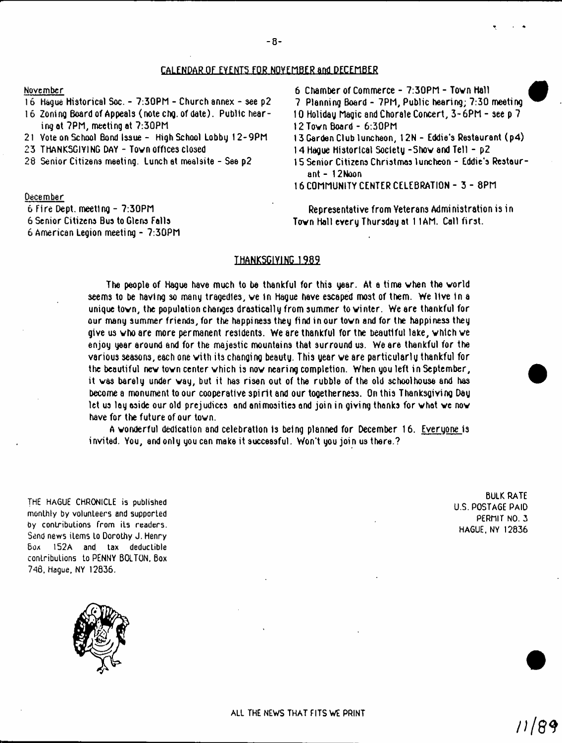## CALENDAR OF EVENTS FOR NOVEMBER and DECEMBER

November

16 Hague Historical Soc. - 7:30PM - Church annex - see p2

16 Zoning Board of Appeals (note chg. of date). Public hearing at 7PM, meeting at 7:30PM

21 Vote on School Bond Issue - High School Lobby 12-9PM

23 THANKSGIVING DAY - Town offices closed

28 Senior Citizens meeting. Lunch at mealsite - See p2

December

6 Fire Dept. meeting - 7:30PM

6 Senior Citizens Bus to Glens Falls

6 American Legion meeting - 7:30PM

6 Chamber of Commerce - 7:30PM - Town Hall

7 Planning Board - 7PM, Public hearing; 7:30 meeting

10 Holiday Magic and Chorale Concert, 3-6PM - see p 7

12 Town Board - 6:30PM

13 Garden Club luncheon, 12N - Eddie's Restaurant (p4)

14 Hague Historical Society - Show and Tell - p2

15 Senior Citizens Christmas luncheon - Eddie's Restaurant - 12Noon

16 COMMUNITY CENTER CELEBRATION - 3 - 8PM

Representative from Veterans Administration is in Town Hall every Thursday at 11AM. Call first.

## THANKSGIVING 1989

The people of Hague have much to be thankful for this year. At a time when the world seems to be having so many tragedies, we in Hague have escaped most of them. We live in a unique town, the population changes drastically from summer to winter. We are thankful for our many summer friends, for the happiness they find in our town and for the happiness they give us who are more permanent residents. We are thankful for the beautiful lake, which we enjoy year around and for the majestic mountains that surround us. We are thankful for the various seasons, each one with its changing beauty. This year we are particularly thankful for the beautiful new town center which is now nearing completion. When you left in September, it was barely under way, but it has risen out of the rubble of the old schoolhouse and has become a monument to our cooperative spirit and our togetherness. On this Thanksgiving Day let us lay aside our old prejudices and animosities and join in giving thanks for what we now have for the future of our town.

A wonderful dedication and celebration is being planned for December 16. Everyone is invited. You, and only you can make it successful. Won't you join us there.?

THE HAGUE CHRONICLE is published monthly by volunteers and supported by contributions from its readers. Send news items to Dorothy J. Henry Box 152A and tax deductible contributions to PENNY BOLTON, Box 748, Hague, NY 12836.

BULK RATE
U.S. POSTAGE PAID
PERMIT NO. 3
HAGUE, NY 12836

ALL THE NEWS THAT FITS WE PRINT

11/89